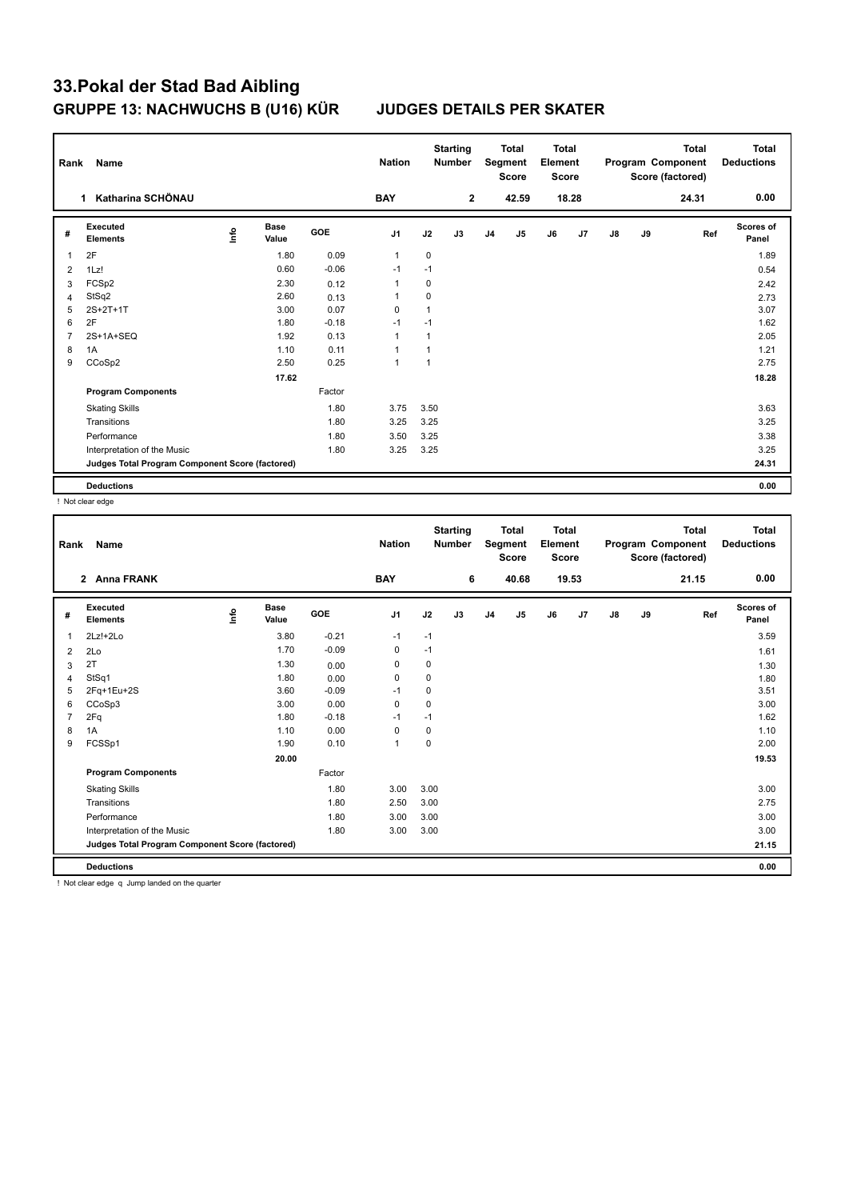# 33.Pokal der Stad Bad Aibling

## GRUPPE 13: NACHWUCHS B (U16) KÜR JUDGES DETAILS PER SKATER

| Rank | Name | Nation | Starting Number | Total Segment Score | Total Element Score | Total Program Component Score (factored) | Total Deductions |
|---|---|---|---|---|---|---|---|
| 1 | Katharina SCHÖNAU | BAY | 2 | 42.59 | 18.28 | 24.31 | 0.00 |

| # | Executed Elements | Info | Base Value | GOE | J1 | J2 | J3 | J4 | J5 | J6 | J7 | J8 | J9 | Ref | Scores of Panel |
|---|---|---|---|---|---|---|---|---|---|---|---|---|---|---|---|
| 1 | 2F | | 1.80 | 0.09 | 1 | 0 | | | | | | | | | 1.89 |
| 2 | 1Lz! | | 0.60 | -0.06 | -1 | -1 | | | | | | | | | 0.54 |
| 3 | FCSp2 | | 2.30 | 0.12 | 1 | 0 | | | | | | | | | 2.42 |
| 4 | StSq2 | | 2.60 | 0.13 | 1 | 0 | | | | | | | | | 2.73 |
| 5 | 2S+2T+1T | | 3.00 | 0.07 | 0 | 1 | | | | | | | | | 3.07 |
| 6 | 2F | | 1.80 | -0.18 | -1 | -1 | | | | | | | | | 1.62 |
| 7 | 2S+1A+SEQ | | 1.92 | 0.13 | 1 | 1 | | | | | | | | | 2.05 |
| 8 | 1A | | 1.10 | 0.11 | 1 | 1 | | | | | | | | | 1.21 |
| 9 | CCoSp2 | | 2.50 | 0.25 | 1 | 1 | | | | | | | | | 2.75 |
| | | | 17.62 | | | | | | | | | | | | 18.28 |
| | **Program Components** | | | Factor | | | | | | | | | | | |
| | Skating Skills | | | 1.80 | 3.75 | 3.50 | | | | | | | | | 3.63 |
| | Transitions | | | 1.80 | 3.25 | 3.25 | | | | | | | | | 3.25 |
| | Performance | | | 1.80 | 3.50 | 3.25 | | | | | | | | | 3.38 |
| | Interpretation of the Music | | | 1.80 | 3.25 | 3.25 | | | | | | | | | 3.25 |
| | **Judges Total Program Component Score (factored)** | | | | | | | | | | | | | | 24.31 |
| | **Deductions** | | | | | | | | | | | | | | 0.00 |

! Not clear edge

| Rank | Name | Nation | Starting Number | Total Segment Score | Total Element Score | Total Program Component Score (factored) | Total Deductions |
|---|---|---|---|---|---|---|---|
| 2 | Anna FRANK | BAY | 6 | 40.68 | 19.53 | 21.15 | 0.00 |

| # | Executed Elements | Info | Base Value | GOE | J1 | J2 | J3 | J4 | J5 | J6 | J7 | J8 | J9 | Ref | Scores of Panel |
|---|---|---|---|---|---|---|---|---|---|---|---|---|---|---|---|
| 1 | 2Lz!+2Lo | | 3.80 | -0.21 | -1 | -1 | | | | | | | | | 3.59 |
| 2 | 2Lo | | 1.70 | -0.09 | 0 | -1 | | | | | | | | | 1.61 |
| 3 | 2T | | 1.30 | 0.00 | 0 | 0 | | | | | | | | | 1.30 |
| 4 | StSq1 | | 1.80 | 0.00 | 0 | 0 | | | | | | | | | 1.80 |
| 5 | 2Fq+1Eu+2S | | 3.60 | -0.09 | -1 | 0 | | | | | | | | | 3.51 |
| 6 | CCoSp3 | | 3.00 | 0.00 | 0 | 0 | | | | | | | | | 3.00 |
| 7 | 2Fq | | 1.80 | -0.18 | -1 | -1 | | | | | | | | | 1.62 |
| 8 | 1A | | 1.10 | 0.00 | 0 | 0 | | | | | | | | | 1.10 |
| 9 | FCSSp1 | | 1.90 | 0.10 | 1 | 0 | | | | | | | | | 2.00 |
| | | | 20.00 | | | | | | | | | | | | 19.53 |
| | **Program Components** | | | Factor | | | | | | | | | | | |
| | Skating Skills | | | 1.80 | 3.00 | 3.00 | | | | | | | | | 3.00 |
| | Transitions | | | 1.80 | 2.50 | 3.00 | | | | | | | | | 2.75 |
| | Performance | | | 1.80 | 3.00 | 3.00 | | | | | | | | | 3.00 |
| | Interpretation of the Music | | | 1.80 | 3.00 | 3.00 | | | | | | | | | 3.00 |
| | **Judges Total Program Component Score (factored)** | | | | | | | | | | | | | | 21.15 |
| | **Deductions** | | | | | | | | | | | | | | 0.00 |

! Not clear edge q Jump landed on the quarter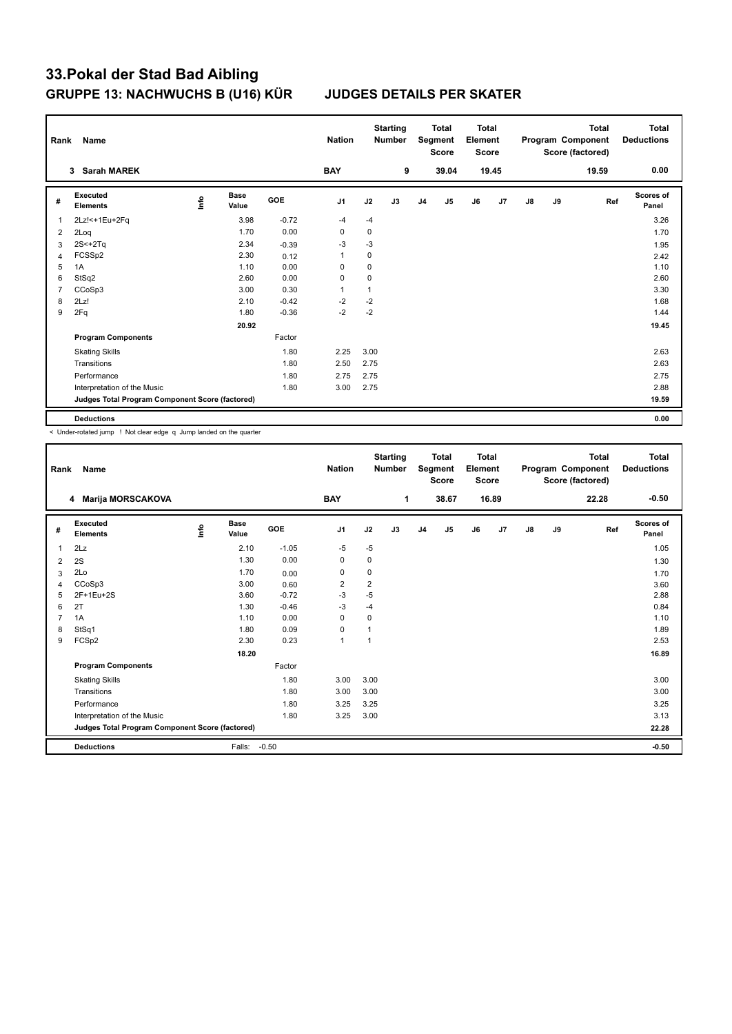# 33.Pokal der Stad Bad Aibling

## GRUPPE 13: NACHWUCHS B (U16) KÜR JUDGES DETAILS PER SKATER

| Rank | Name | Nation | Starting Number | Total Segment Score | Total Element Score | Total Program Component Score (factored) | Total Deductions |
|---|---|---|---|---|---|---|---|
| 3 | Sarah MAREK | BAY | 9 | 39.04 | 19.45 | 19.59 | 0.00 |

| # | Executed Elements | Info | Base Value | GOE | J1 | J2 | J3 | J4 | J5 | J6 | J7 | J8 | J9 | Ref | Scores of Panel |
|---|---|---|---|---|---|---|---|---|---|---|---|---|---|---|---|
| 1 | 2Lz!<+1Eu+2Fq | | 3.98 | -0.72 | -4 | -4 | | | | | | | | | 3.26 |
| 2 | 2Loq | | 1.70 | 0.00 | 0 | 0 | | | | | | | | | 1.70 |
| 3 | 2S<+2Tq | | 2.34 | -0.39 | -3 | -3 | | | | | | | | | 1.95 |
| 4 | FCSSp2 | | 2.30 | 0.12 | 1 | 0 | | | | | | | | | 2.42 |
| 5 | 1A | | 1.10 | 0.00 | 0 | 0 | | | | | | | | | 1.10 |
| 6 | StSq2 | | 2.60 | 0.00 | 0 | 0 | | | | | | | | | 2.60 |
| 7 | CCoSp3 | | 3.00 | 0.30 | 1 | 1 | | | | | | | | | 3.30 |
| 8 | 2Lz! | | 2.10 | -0.42 | -2 | -2 | | | | | | | | | 1.68 |
| 9 | 2Fq | | 1.80 | -0.36 | -2 | -2 | | | | | | | | | 1.44 |
| | | | 20.92 | | | | | | | | | | | | 19.45 |
| | **Program Components** | | | Factor | | | | | | | | | | | |
| | Skating Skills | | | 1.80 | 2.25 | 3.00 | | | | | | | | | 2.63 |
| | Transitions | | | 1.80 | 2.50 | 2.75 | | | | | | | | | 2.63 |
| | Performance | | | 1.80 | 2.75 | 2.75 | | | | | | | | | 2.75 |
| | Interpretation of the Music | | | 1.80 | 3.00 | 2.75 | | | | | | | | | 2.88 |
| | **Judges Total Program Component Score (factored)** | | | | | | | | | | | | | | 19.59 |
| | **Deductions** | | | | | | | | | | | | | | 0.00 |

< Under-rotated jump ! Not clear edge q Jump landed on the quarter

| Rank | Name | Nation | Starting Number | Total Segment Score | Total Element Score | Total Program Component Score (factored) | Total Deductions |
|---|---|---|---|---|---|---|---|
| 4 | Marija MORSCAKOVA | BAY | 1 | 38.67 | 16.89 | 22.28 | -0.50 |

| # | Executed Elements | Info | Base Value | GOE | J1 | J2 | J3 | J4 | J5 | J6 | J7 | J8 | J9 | Ref | Scores of Panel |
|---|---|---|---|---|---|---|---|---|---|---|---|---|---|---|---|
| 1 | 2Lz | | 2.10 | -1.05 | -5 | -5 | | | | | | | | | 1.05 |
| 2 | 2S | | 1.30 | 0.00 | 0 | 0 | | | | | | | | | 1.30 |
| 3 | 2Lo | | 1.70 | 0.00 | 0 | 0 | | | | | | | | | 1.70 |
| 4 | CCoSp3 | | 3.00 | 0.60 | 2 | 2 | | | | | | | | | 3.60 |
| 5 | 2F+1Eu+2S | | 3.60 | -0.72 | -3 | -5 | | | | | | | | | 2.88 |
| 6 | 2T | | 1.30 | -0.46 | -3 | -4 | | | | | | | | | 0.84 |
| 7 | 1A | | 1.10 | 0.00 | 0 | 0 | | | | | | | | | 1.10 |
| 8 | StSq1 | | 1.80 | 0.09 | 0 | 1 | | | | | | | | | 1.89 |
| 9 | FCSp2 | | 2.30 | 0.23 | 1 | 1 | | | | | | | | | 2.53 |
| | | | 18.20 | | | | | | | | | | | | 16.89 |
| | **Program Components** | | | Factor | | | | | | | | | | | |
| | Skating Skills | | | 1.80 | 3.00 | 3.00 | | | | | | | | | 3.00 |
| | Transitions | | | 1.80 | 3.00 | 3.00 | | | | | | | | | 3.00 |
| | Performance | | | 1.80 | 3.25 | 3.25 | | | | | | | | | 3.25 |
| | Interpretation of the Music | | | 1.80 | 3.25 | 3.00 | | | | | | | | | 3.13 |
| | **Judges Total Program Component Score (factored)** | | | | | | | | | | | | | | 22.28 |
| | **Deductions** | | Falls: | -0.50 | | | | | | | | | | | -0.50 |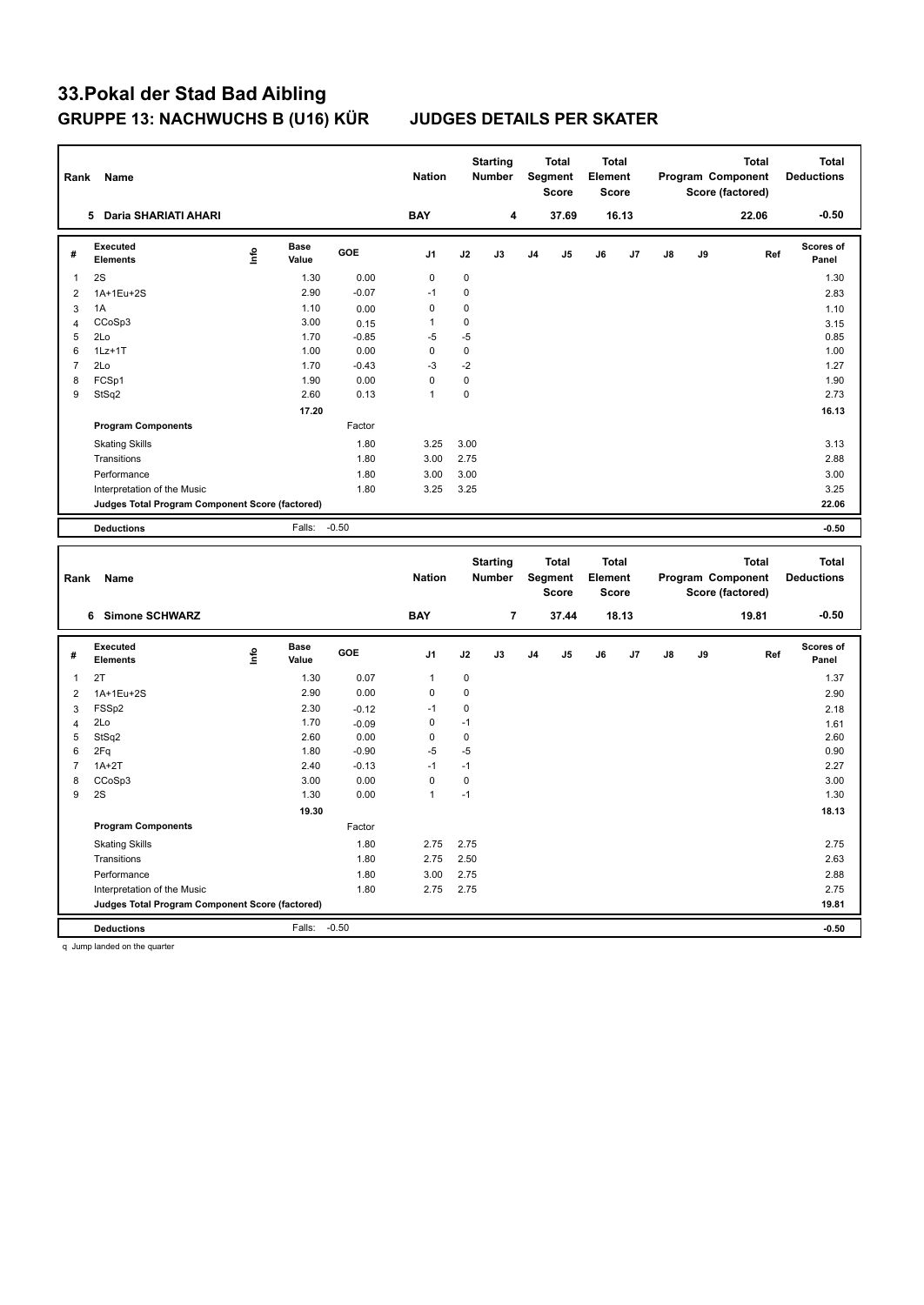# 33.Pokal der Stad Bad Aibling

## GRUPPE 13: NACHWUCHS B (U16) KÜR — JUDGES DETAILS PER SKATER

| Rank | Name | Nation | Starting Number | Total Segment Score | Total Element Score | Total Program Component Score (factored) | Total Deductions |
|---|---|---|---|---|---|---|---|
| 5 | Daria SHARIATI AHARI | BAY | 4 | 37.69 | 16.13 | 22.06 | -0.50 |

| # | Executed Elements | Info | Base Value | GOE | J1 | J2 | J3 | J4 | J5 | J6 | J7 | J8 | J9 | Ref | Scores of Panel |
|---|---|---|---|---|---|---|---|---|---|---|---|---|---|---|---|
| 1 | 2S | | 1.30 | 0.00 | 0 | 0 | | | | | | | | | 1.30 |
| 2 | 1A+1Eu+2S | | 2.90 | -0.07 | -1 | 0 | | | | | | | | | 2.83 |
| 3 | 1A | | 1.10 | 0.00 | 0 | 0 | | | | | | | | | 1.10 |
| 4 | CCoSp3 | | 3.00 | 0.15 | 1 | 0 | | | | | | | | | 3.15 |
| 5 | 2Lo | | 1.70 | -0.85 | -5 | -5 | | | | | | | | | 0.85 |
| 6 | 1Lz+1T | | 1.00 | 0.00 | 0 | 0 | | | | | | | | | 1.00 |
| 7 | 2Lo | | 1.70 | -0.43 | -3 | -2 | | | | | | | | | 1.27 |
| 8 | FCSp1 | | 1.90 | 0.00 | 0 | 0 | | | | | | | | | 1.90 |
| 9 | StSq2 | | 2.60 | 0.13 | 1 | 0 | | | | | | | | | 2.73 |
| | | | 17.20 | | | | | | | | | | | | 16.13 |
| | **Program Components** | | | Factor | | | | | | | | | | | |
| | Skating Skills | | | 1.80 | 3.25 | 3.00 | | | | | | | | | 3.13 |
| | Transitions | | | 1.80 | 3.00 | 2.75 | | | | | | | | | 2.88 |
| | Performance | | | 1.80 | 3.00 | 3.00 | | | | | | | | | 3.00 |
| | Interpretation of the Music | | | 1.80 | 3.25 | 3.25 | | | | | | | | | 3.25 |
| | **Judges Total Program Component Score (factored)** | | | | | | | | | | | | | | 22.06 |
| | **Deductions** | | Falls: | -0.50 | | | | | | | | | | | -0.50 |

| Rank | Name | Nation | Starting Number | Total Segment Score | Total Element Score | Total Program Component Score (factored) | Total Deductions |
|---|---|---|---|---|---|---|---|
| 6 | Simone SCHWARZ | BAY | 7 | 37.44 | 18.13 | 19.81 | -0.50 |

| # | Executed Elements | Info | Base Value | GOE | J1 | J2 | J3 | J4 | J5 | J6 | J7 | J8 | J9 | Ref | Scores of Panel |
|---|---|---|---|---|---|---|---|---|---|---|---|---|---|---|---|
| 1 | 2T | | 1.30 | 0.07 | 1 | 0 | | | | | | | | | 1.37 |
| 2 | 1A+1Eu+2S | | 2.90 | 0.00 | 0 | 0 | | | | | | | | | 2.90 |
| 3 | FSSp2 | | 2.30 | -0.12 | -1 | 0 | | | | | | | | | 2.18 |
| 4 | 2Lo | | 1.70 | -0.09 | 0 | -1 | | | | | | | | | 1.61 |
| 5 | StSq2 | | 2.60 | 0.00 | 0 | 0 | | | | | | | | | 2.60 |
| 6 | 2Fq | | 1.80 | -0.90 | -5 | -5 | | | | | | | | | 0.90 |
| 7 | 1A+2T | | 2.40 | -0.13 | -1 | -1 | | | | | | | | | 2.27 |
| 8 | CCoSp3 | | 3.00 | 0.00 | 0 | 0 | | | | | | | | | 3.00 |
| 9 | 2S | | 1.30 | 0.00 | 1 | -1 | | | | | | | | | 1.30 |
| | | | 19.30 | | | | | | | | | | | | 18.13 |
| | **Program Components** | | | Factor | | | | | | | | | | | |
| | Skating Skills | | | 1.80 | 2.75 | 2.75 | | | | | | | | | 2.75 |
| | Transitions | | | 1.80 | 2.75 | 2.50 | | | | | | | | | 2.63 |
| | Performance | | | 1.80 | 3.00 | 2.75 | | | | | | | | | 2.88 |
| | Interpretation of the Music | | | 1.80 | 2.75 | 2.75 | | | | | | | | | 2.75 |
| | **Judges Total Program Component Score (factored)** | | | | | | | | | | | | | | 19.81 |
| | **Deductions** | | Falls: | -0.50 | | | | | | | | | | | -0.50 |

q Jump landed on the quarter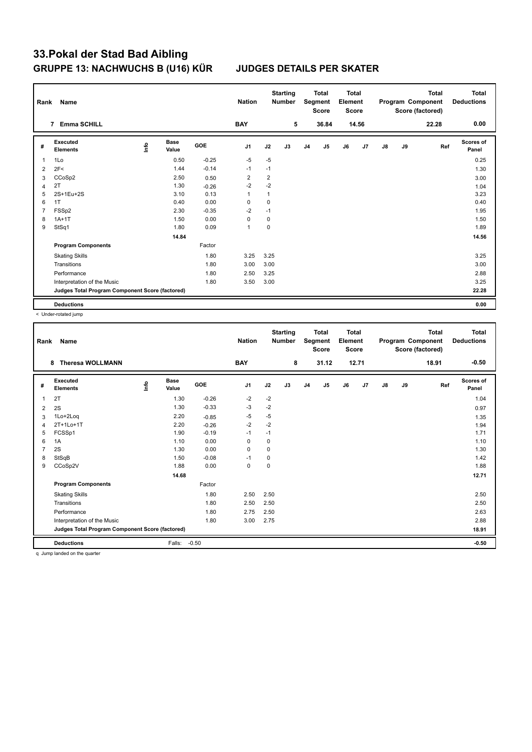# 33.Pokal der Stad Bad Aibling

## GRUPPE 13: NACHWUCHS B (U16) KÜR JUDGES DETAILS PER SKATER

| Rank | Name | Nation | Starting Number | Total Segment Score | Total Element Score | Total Program Component Score (factored) | Total Deductions |
|---|---|---|---|---|---|---|---|
| 7 | Emma SCHILL | BAY | 5 | 36.84 | 14.56 | 22.28 | 0.00 |

| # | Executed Elements | Info | Base Value | GOE | J1 | J2 | J3 | J4 | J5 | J6 | J7 | J8 | J9 | Ref | Scores of Panel |
|---|---|---|---|---|---|---|---|---|---|---|---|---|---|---|---|
| 1 | 1Lo | | 0.50 | -0.25 | -5 | -5 | | | | | | | | | 0.25 |
| 2 | 2F< | | 1.44 | -0.14 | -1 | -1 | | | | | | | | | 1.30 |
| 3 | CCoSp2 | | 2.50 | 0.50 | 2 | 2 | | | | | | | | | 3.00 |
| 4 | 2T | | 1.30 | -0.26 | -2 | -2 | | | | | | | | | 1.04 |
| 5 | 2S+1Eu+2S | | 3.10 | 0.13 | 1 | 1 | | | | | | | | | 3.23 |
| 6 | 1T | | 0.40 | 0.00 | 0 | 0 | | | | | | | | | 0.40 |
| 7 | FSSp2 | | 2.30 | -0.35 | -2 | -1 | | | | | | | | | 1.95 |
| 8 | 1A+1T | | 1.50 | 0.00 | 0 | 0 | | | | | | | | | 1.50 |
| 9 | StSq1 | | 1.80 | 0.09 | 1 | 0 | | | | | | | | | 1.89 |
| | | | 14.84 | | | | | | | | | | | | 14.56 |
| | **Program Components** | | | Factor | | | | | | | | | | | |
| | Skating Skills | | | 1.80 | 3.25 | 3.25 | | | | | | | | | 3.25 |
| | Transitions | | | 1.80 | 3.00 | 3.00 | | | | | | | | | 3.00 |
| | Performance | | | 1.80 | 2.50 | 3.25 | | | | | | | | | 2.88 |
| | Interpretation of the Music | | | 1.80 | 3.50 | 3.00 | | | | | | | | | 3.25 |
| | **Judges Total Program Component Score (factored)** | | | | | | | | | | | | | | 22.28 |
| | **Deductions** | | | | | | | | | | | | | | 0.00 |

< Under-rotated jump

| Rank | Name | Nation | Starting Number | Total Segment Score | Total Element Score | Total Program Component Score (factored) | Total Deductions |
|---|---|---|---|---|---|---|---|
| 8 | Theresa WOLLMANN | BAY | 8 | 31.12 | 12.71 | 18.91 | -0.50 |

| # | Executed Elements | Info | Base Value | GOE | J1 | J2 | J3 | J4 | J5 | J6 | J7 | J8 | J9 | Ref | Scores of Panel |
|---|---|---|---|---|---|---|---|---|---|---|---|---|---|---|---|
| 1 | 2T | | 1.30 | -0.26 | -2 | -2 | | | | | | | | | 1.04 |
| 2 | 2S | | 1.30 | -0.33 | -3 | -2 | | | | | | | | | 0.97 |
| 3 | 1Lo+2Loq | | 2.20 | -0.85 | -5 | -5 | | | | | | | | | 1.35 |
| 4 | 2T+1Lo+1T | | 2.20 | -0.26 | -2 | -2 | | | | | | | | | 1.94 |
| 5 | FCSSp1 | | 1.90 | -0.19 | -1 | -1 | | | | | | | | | 1.71 |
| 6 | 1A | | 1.10 | 0.00 | 0 | 0 | | | | | | | | | 1.10 |
| 7 | 2S | | 1.30 | 0.00 | 0 | 0 | | | | | | | | | 1.30 |
| 8 | StSqB | | 1.50 | -0.08 | -1 | 0 | | | | | | | | | 1.42 |
| 9 | CCoSp2V | | 1.88 | 0.00 | 0 | 0 | | | | | | | | | 1.88 |
| | | | 14.68 | | | | | | | | | | | | 12.71 |
| | **Program Components** | | | Factor | | | | | | | | | | | |
| | Skating Skills | | | 1.80 | 2.50 | 2.50 | | | | | | | | | 2.50 |
| | Transitions | | | 1.80 | 2.50 | 2.50 | | | | | | | | | 2.50 |
| | Performance | | | 1.80 | 2.75 | 2.50 | | | | | | | | | 2.63 |
| | Interpretation of the Music | | | 1.80 | 3.00 | 2.75 | | | | | | | | | 2.88 |
| | **Judges Total Program Component Score (factored)** | | | | | | | | | | | | | | 18.91 |
| | **Deductions** | | Falls: | -0.50 | | | | | | | | | | | -0.50 |

q Jump landed on the quarter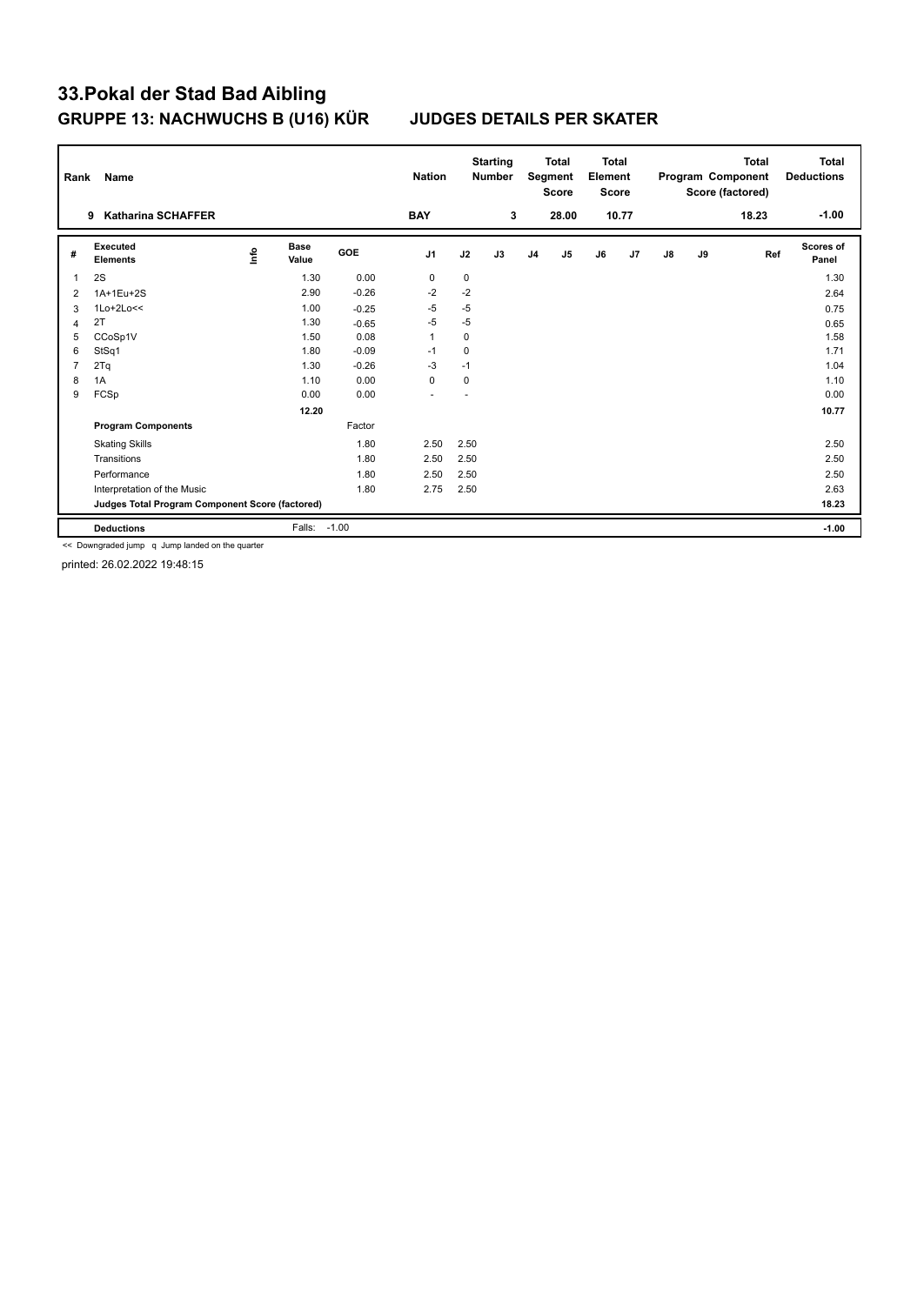# 33.Pokal der Stad Bad Aibling

## GRUPPE 13: NACHWUCHS B (U16) KÜR JUDGES DETAILS PER SKATER

| Rank | Name | Nation | Starting Number | Total Segment Score | Total Element Score | Total Program Component Score (factored) | Total Deductions |
|---|---|---|---|---|---|---|---|
| 9 | Katharina SCHAFFER | BAY | 3 | 28.00 | 10.77 | 18.23 | -1.00 |

| # | Executed Elements | Info | Base Value | GOE | J1 | J2 | J3 | J4 | J5 | J6 | J7 | J8 | J9 | Ref | Scores of Panel |
|---|---|---|---|---|---|---|---|---|---|---|---|---|---|---|---|
| 1 | 2S | | 1.30 | 0.00 | 0 | 0 | | | | | | | | | 1.30 |
| 2 | 1A+1Eu+2S | | 2.90 | -0.26 | -2 | -2 | | | | | | | | | 2.64 |
| 3 | 1Lo+2Lo<< | | 1.00 | -0.25 | -5 | -5 | | | | | | | | | 0.75 |
| 4 | 2T | | 1.30 | -0.65 | -5 | -5 | | | | | | | | | 0.65 |
| 5 | CCoSp1V | | 1.50 | 0.08 | 1 | 0 | | | | | | | | | 1.58 |
| 6 | StSq1 | | 1.80 | -0.09 | -1 | 0 | | | | | | | | | 1.71 |
| 7 | 2Tq | | 1.30 | -0.26 | -3 | -1 | | | | | | | | | 1.04 |
| 8 | 1A | | 1.10 | 0.00 | 0 | 0 | | | | | | | | | 1.10 |
| 9 | FCSp | | 0.00 | 0.00 | - | - | | | | | | | | | 0.00 |
| | | | 12.20 | | | | | | | | | | | | 10.77 |
| | **Program Components** | | | Factor | | | | | | | | | | | |
| | Skating Skills | | | 1.80 | 2.50 | 2.50 | | | | | | | | | 2.50 |
| | Transitions | | | 1.80 | 2.50 | 2.50 | | | | | | | | | 2.50 |
| | Performance | | | 1.80 | 2.50 | 2.50 | | | | | | | | | 2.50 |
| | Interpretation of the Music | | | 1.80 | 2.75 | 2.50 | | | | | | | | | 2.63 |
| | **Judges Total Program Component Score (factored)** | | | | | | | | | | | | | | 18.23 |
| | **Deductions** | | Falls: | -1.00 | | | | | | | | | | | -1.00 |

<< Downgraded jump q Jump landed on the quarter

printed: 26.02.2022 19:48:15